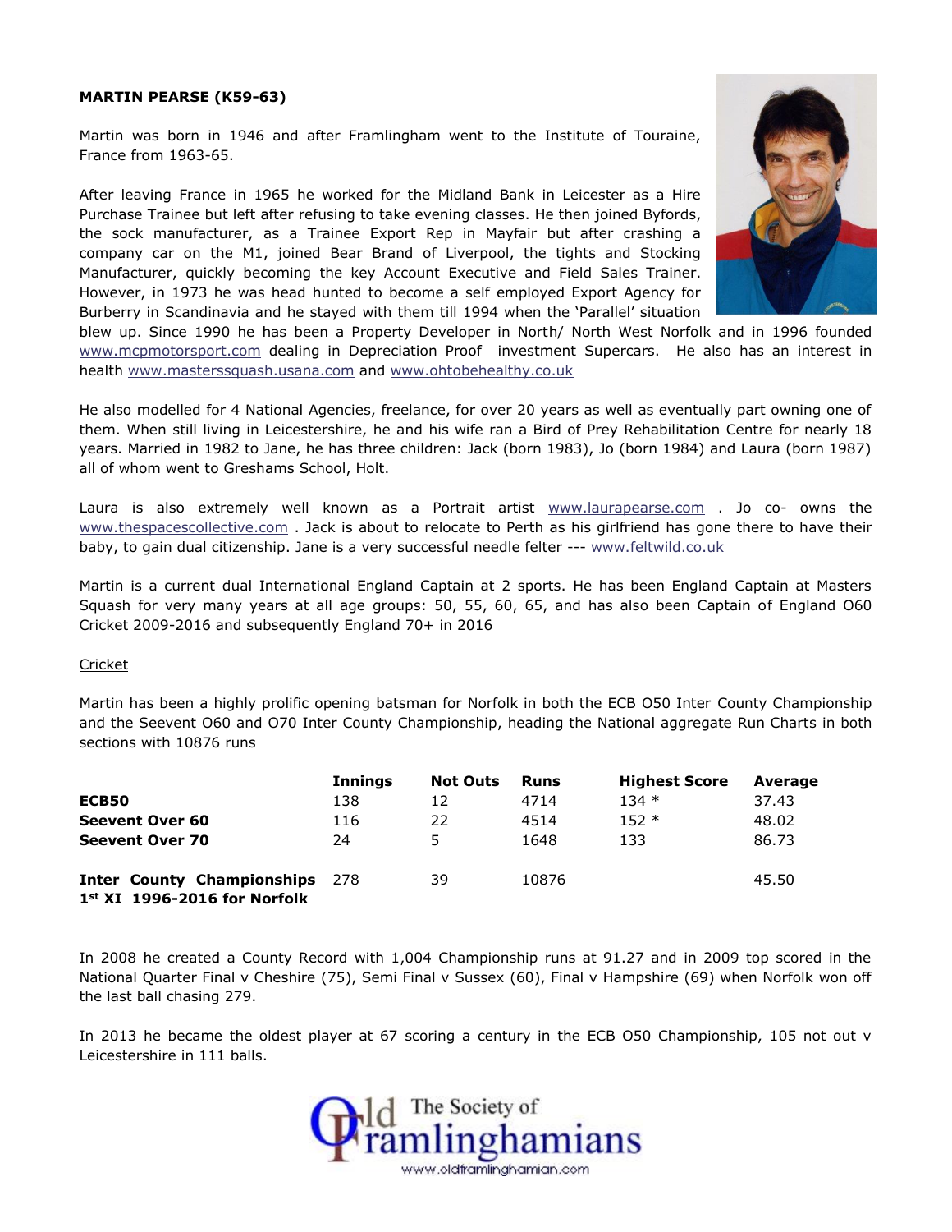**MARTIN PEARSE (K59-63)**

Martin was born in 1946 and after Framlingham went to the Institute of Touraine, France from 1963-65.

After leaving France in 1965 he worked for the Midland Bank in Leicester as a Hire Purchase Trainee but left after refusing to take evening classes. He then joined Byfords, the sock manufacturer, as a Trainee Export Rep in Mayfair but after crashing a company car on the M1, joined Bear Brand of Liverpool, the tights and Stocking Manufacturer, quickly becoming the key Account Executive and Field Sales Trainer. However, in 1973 he was head hunted to become a self employed Export Agency for Burberry in Scandinavia and he stayed with them till 1994 when the 'Parallel' situation blew up. Since 1990 he has been a Property Developer in North/ North West Norfolk and in 1996 founded www.mcpmotorsport.com dealing in Depreciation Proof investment Supercars. He also has an interest in health www.masterssquash.usana.com and www.ohtobehealthy.co.uk

He also modelled for 4 National Agencies, freelance, for over 20 years as well as eventually part owning one of them. When still living in Leicestershire, he and his wife ran a Bird of Prey Rehabilitation Centre for nearly 18 years. Married in 1982 to Jane, he has three children: Jack (born 1983), Jo (born 1984) and Laura (born 1987) all of whom went to Greshams School, Holt.

Laura is also extremely well known as a Portrait artist www.laurapearse.com . Jo co- owns the www.thespacescollective.com . Jack is about to relocate to Perth as his girlfriend has gone there to have their baby, to gain dual citizenship. Jane is a very successful needle felter --- www.feltwild.co.uk

Martin is a current dual International England Captain at 2 sports. He has been England Captain at Masters Squash for very many years at all age groups: 50, 55, 60, 65, and has also been Captain of England O60 Cricket 2009-2016 and subsequently England 70+ in 2016

Cricket

Martin has been a highly prolific opening batsman for Norfolk in both the ECB O50 Inter County Championship and the Seevent O60 and O70 Inter County Championship, heading the National aggregate Run Charts in both sections with 10876 runs

| | Innings | Not Outs | Runs | Highest Score | Average |
|---|---|---|---|---|---|
| **ECB50** | 138 | 12 | 4714 | 134 * | 37.43 |
| **Seevent Over 60** | 116 | 22 | 4514 | 152 * | 48.02 |
| **Seevent Over 70** | 24 | 5 | 1648 | 133 | 86.73 |
| **Inter County Championships 1st XI 1996-2016 for Norfolk** | 278 | 39 | 10876 | | 45.50 |

In 2008 he created a County Record with 1,004 Championship runs at 91.27 and in 2009 top scored in the National Quarter Final v Cheshire (75), Semi Final v Sussex (60), Final v Hampshire (69) when Norfolk won off the last ball chasing 279.

In 2013 he became the oldest player at 67 scoring a century in the ECB O50 Championship, 105 not out v Leicestershire in 111 balls.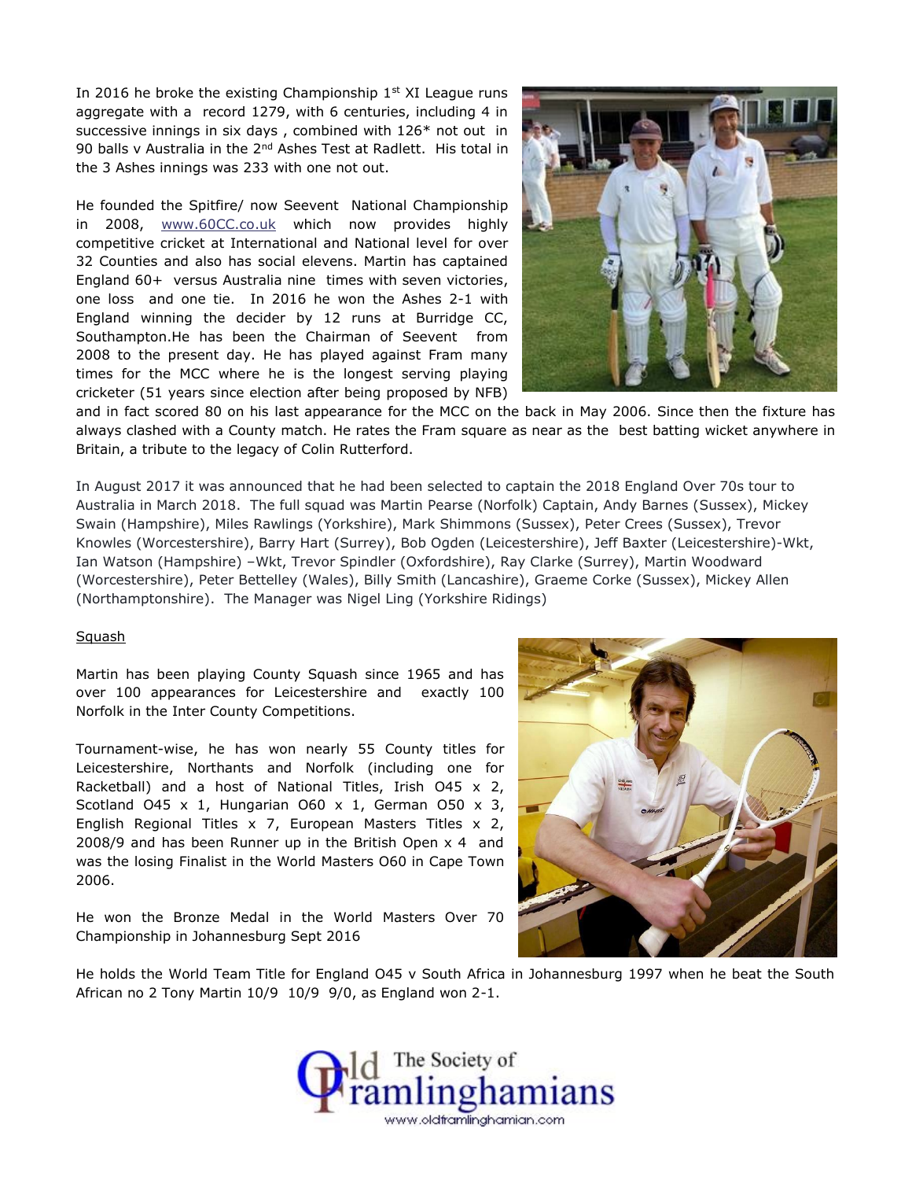In 2016 he broke the existing Championship 1st XI League runs aggregate with a record 1279, with 6 centuries, including 4 in successive innings in six days , combined with 126* not out in 90 balls v Australia in the 2nd Ashes Test at Radlett. His total in the 3 Ashes innings was 233 with one not out.

He founded the Spitfire/ now Seevent National Championship in 2008, www.60CC.co.uk which now provides highly competitive cricket at International and National level for over 32 Counties and also has social elevens. Martin has captained England 60+ versus Australia nine times with seven victories, one loss and one tie. In 2016 he won the Ashes 2-1 with England winning the decider by 12 runs at Burridge CC, Southampton.He has been the Chairman of Seevent from 2008 to the present day. He has played against Fram many times for the MCC where he is the longest serving playing cricketer (51 years since election after being proposed by NFB) and in fact scored 80 on his last appearance for the MCC on the back in May 2006. Since then the fixture has always clashed with a County match. He rates the Fram square as near as the best batting wicket anywhere in Britain, a tribute to the legacy of Colin Rutterford.

In August 2017 it was announced that he had been selected to captain the 2018 England Over 70s tour to Australia in March 2018. The full squad was Martin Pearse (Norfolk) Captain, Andy Barnes (Sussex), Mickey Swain (Hampshire), Miles Rawlings (Yorkshire), Mark Shimmons (Sussex), Peter Crees (Sussex), Trevor Knowles (Worcestershire), Barry Hart (Surrey), Bob Ogden (Leicestershire), Jeff Baxter (Leicestershire)-Wkt, Ian Watson (Hampshire) –Wkt, Trevor Spindler (Oxfordshire), Ray Clarke (Surrey), Martin Woodward (Worcestershire), Peter Bettelley (Wales), Billy Smith (Lancashire), Graeme Corke (Sussex), Mickey Allen (Northamptonshire). The Manager was Nigel Ling (Yorkshire Ridings)

## Squash

Martin has been playing County Squash since 1965 and has over 100 appearances for Leicestershire and exactly 100 Norfolk in the Inter County Competitions.

Tournament-wise, he has won nearly 55 County titles for Leicestershire, Northants and Norfolk (including one for Racketball) and a host of National Titles, Irish O45 x 2, Scotland O45 x 1, Hungarian O60 x 1, German O50 x 3, English Regional Titles x 7, European Masters Titles x 2, 2008/9 and has been Runner up in the British Open x 4 and was the losing Finalist in the World Masters O60 in Cape Town 2006.

He won the Bronze Medal in the World Masters Over 70 Championship in Johannesburg Sept 2016

He holds the World Team Title for England O45 v South Africa in Johannesburg 1997 when he beat the South African no 2 Tony Martin 10/9 10/9 9/0, as England won 2-1.

The Society of Old Framlinghamians
www.oldframlinghamian.com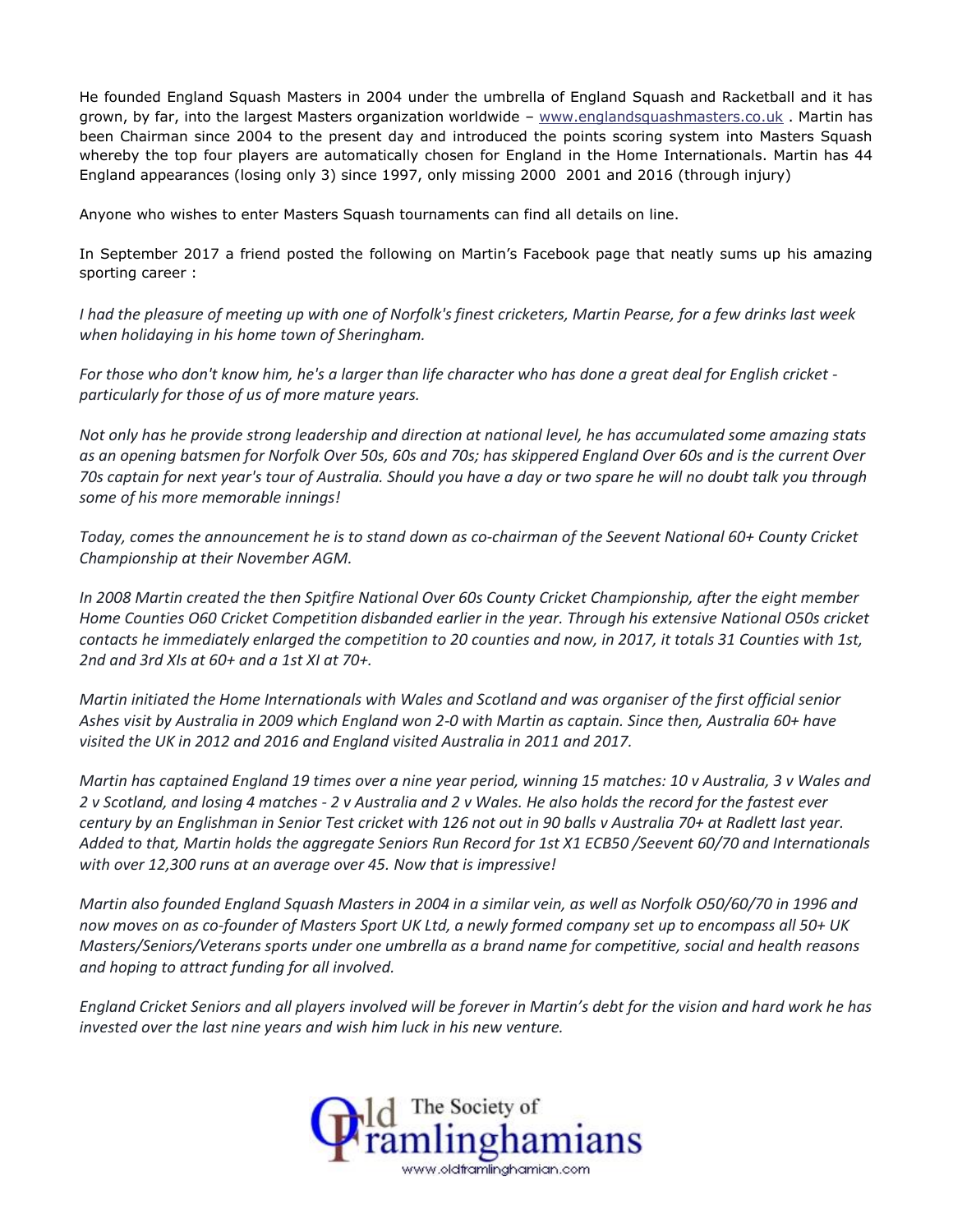He founded England Squash Masters in 2004 under the umbrella of England Squash and Racketball and it has grown, by far, into the largest Masters organization worldwide – www.englandsquashmasters.co.uk . Martin has been Chairman since 2004 to the present day and introduced the points scoring system into Masters Squash whereby the top four players are automatically chosen for England in the Home Internationals. Martin has 44 England appearances (losing only 3) since 1997, only missing 2000 2001 and 2016 (through injury)

Anyone who wishes to enter Masters Squash tournaments can find all details on line.

In September 2017 a friend posted the following on Martin's Facebook page that neatly sums up his amazing sporting career :

*I had the pleasure of meeting up with one of Norfolk's finest cricketers, Martin Pearse, for a few drinks last week when holidaying in his home town of Sheringham.*

*For those who don't know him, he's a larger than life character who has done a great deal for English cricket - particularly for those of us of more mature years.*

*Not only has he provide strong leadership and direction at national level, he has accumulated some amazing stats as an opening batsmen for Norfolk Over 50s, 60s and 70s; has skippered England Over 60s and is the current Over 70s captain for next year's tour of Australia. Should you have a day or two spare he will no doubt talk you through some of his more memorable innings!*

*Today, comes the announcement he is to stand down as co-chairman of the Seevent National 60+ County Cricket Championship at their November AGM.*

*In 2008 Martin created the then Spitfire National Over 60s County Cricket Championship, after the eight member Home Counties O60 Cricket Competition disbanded earlier in the year. Through his extensive National O50s cricket contacts he immediately enlarged the competition to 20 counties and now, in 2017, it totals 31 Counties with 1st, 2nd and 3rd XIs at 60+ and a 1st XI at 70+.*

*Martin initiated the Home Internationals with Wales and Scotland and was organiser of the first official senior Ashes visit by Australia in 2009 which England won 2-0 with Martin as captain. Since then, Australia 60+ have visited the UK in 2012 and 2016 and England visited Australia in 2011 and 2017.*

*Martin has captained England 19 times over a nine year period, winning 15 matches: 10 v Australia, 3 v Wales and 2 v Scotland, and losing 4 matches - 2 v Australia and 2 v Wales. He also holds the record for the fastest ever century by an Englishman in Senior Test cricket with 126 not out in 90 balls v Australia 70+ at Radlett last year. Added to that, Martin holds the aggregate Seniors Run Record for 1st X1 ECB50 /Seevent 60/70 and Internationals with over 12,300 runs at an average over 45. Now that is impressive!*

*Martin also founded England Squash Masters in 2004 in a similar vein, as well as Norfolk O50/60/70 in 1996 and now moves on as co-founder of Masters Sport UK Ltd, a newly formed company set up to encompass all 50+ UK Masters/Seniors/Veterans sports under one umbrella as a brand name for competitive, social and health reasons and hoping to attract funding for all involved.*

*England Cricket Seniors and all players involved will be forever in Martin's debt for the vision and hard work he has invested over the last nine years and wish him luck in his new venture.*

Old Framlinghamians – The Society of Old Framlinghamians
www.oldframlinghamian.com